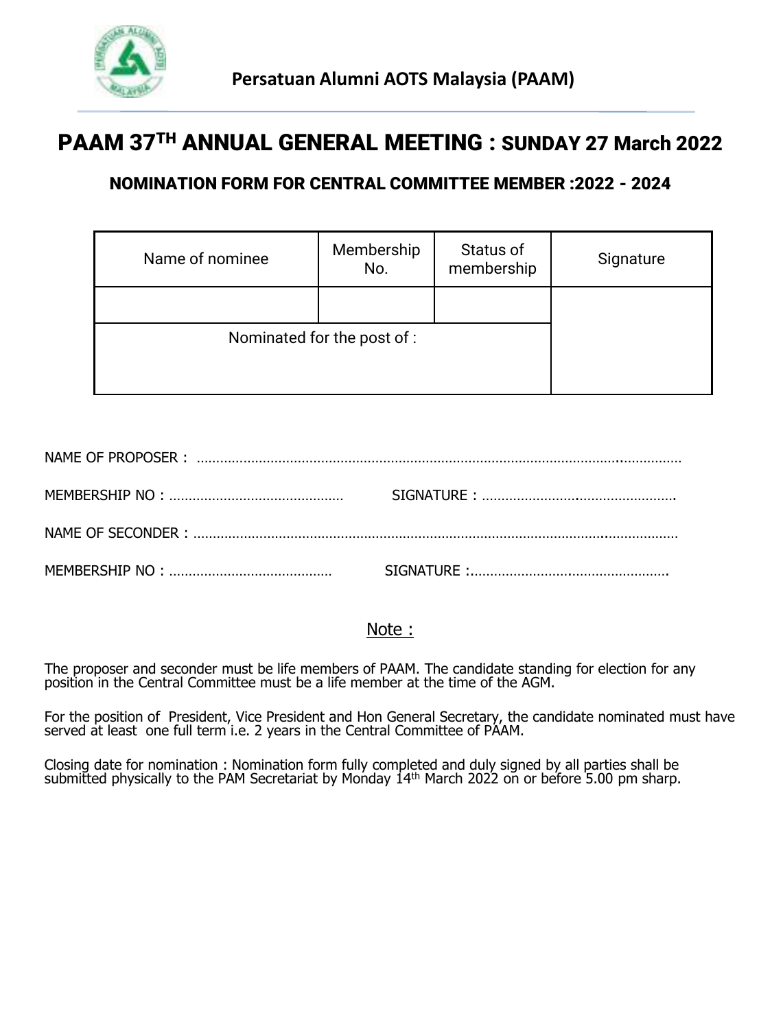Persatuan Alumni AOTS Malaysia (PAAM)

# PAAM 37TH ANNUAL GENERAL MEETING : SUNDAY 27 March 2022

## NOMINATION FORM FOR CENTRAL COMMITTEE MEMBER :2022 - 2024

| Name of nominee | Membership No. | Status of membership | Signature |
|---|---|---|---|
| | | | |
| Nominated for the post of : | | | |

NAME OF PROPOSER : ……………………………………………………………………………………………..……………

MEMBERSHIP NO : ………………………………………  SIGNATURE : ……………………….……………………….

NAME OF SECONDER : ……………………………………………………………………………………..………………

MEMBERSHIP NO : ……………………………………  SIGNATURE :……………………….…………………….

Note :

The proposer and seconder must be life members of PAAM. The candidate standing for election for any position in the Central Committee must be a life member at the time of the AGM.

For the position of President, Vice President and Hon General Secretary, the candidate nominated must have served at least one full term i.e. 2 years in the Central Committee of PAAM.

Closing date for nomination : Nomination form fully completed and duly signed by all parties shall be submitted physically to the PAM Secretariat by Monday 14th March 2022 on or before 5.00 pm sharp.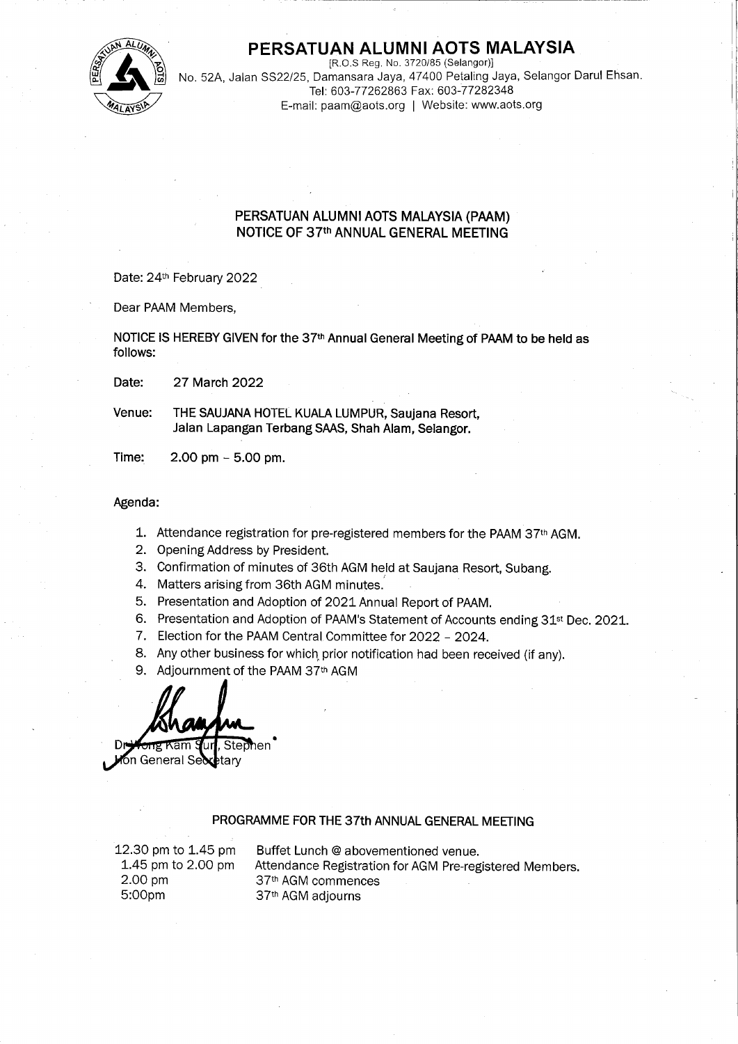# PERSATUAN ALUMNI AOTS MALAYSIA

[R.O.S Reg. No. 3720/85 (Selangor)]
No. 52A, Jalan SS22/25, Damansara Jaya, 47400 Petaling Jaya, Selangor Darul Ehsan.
Tel: 603-77262863 Fax: 603-77282348
E-mail: paam@aots.org | Website: www.aots.org

## PERSATUAN ALUMNI AOTS MALAYSIA (PAAM)
## NOTICE OF 37th ANNUAL GENERAL MEETING

Date: 24th February 2022

Dear PAAM Members,

**NOTICE IS HEREBY GIVEN for the 37th Annual General Meeting of PAAM to be held as follows:**

Date: 27 March 2022

Venue: **THE SAUJANA HOTEL KUALA LUMPUR, Saujana Resort, Jalan Lapangan Terbang SAAS, Shah Alam, Selangor.**

Time: 2.00 pm – 5.00 pm.

**Agenda:**

1. Attendance registration for pre-registered members for the PAAM 37th AGM.
2. Opening Address by President.
3. Confirmation of minutes of 36th AGM held at Saujana Resort, Subang.
4. Matters arising from 36th AGM minutes.
5. Presentation and Adoption of 2021 Annual Report of PAAM.
6. Presentation and Adoption of PAAM's Statement of Accounts ending 31st Dec. 2021.
7. Election for the PAAM Central Committee for 2022 – 2024.
8. Any other business for which prior notification had been received (if any).
9. Adjournment of the PAAM 37th AGM

Dr Wong Kam Sun, Stephen
Hon General Secretary

## PROGRAMME FOR THE 37th ANNUAL GENERAL MEETING

| | |
|---|---|
| 12.30 pm to 1.45 pm | Buffet Lunch @ abovementioned venue. |
| 1.45 pm to 2.00 pm | Attendance Registration for AGM Pre-registered Members. |
| 2.00 pm | 37th AGM commences |
| 5:00pm | 37th AGM adjourns |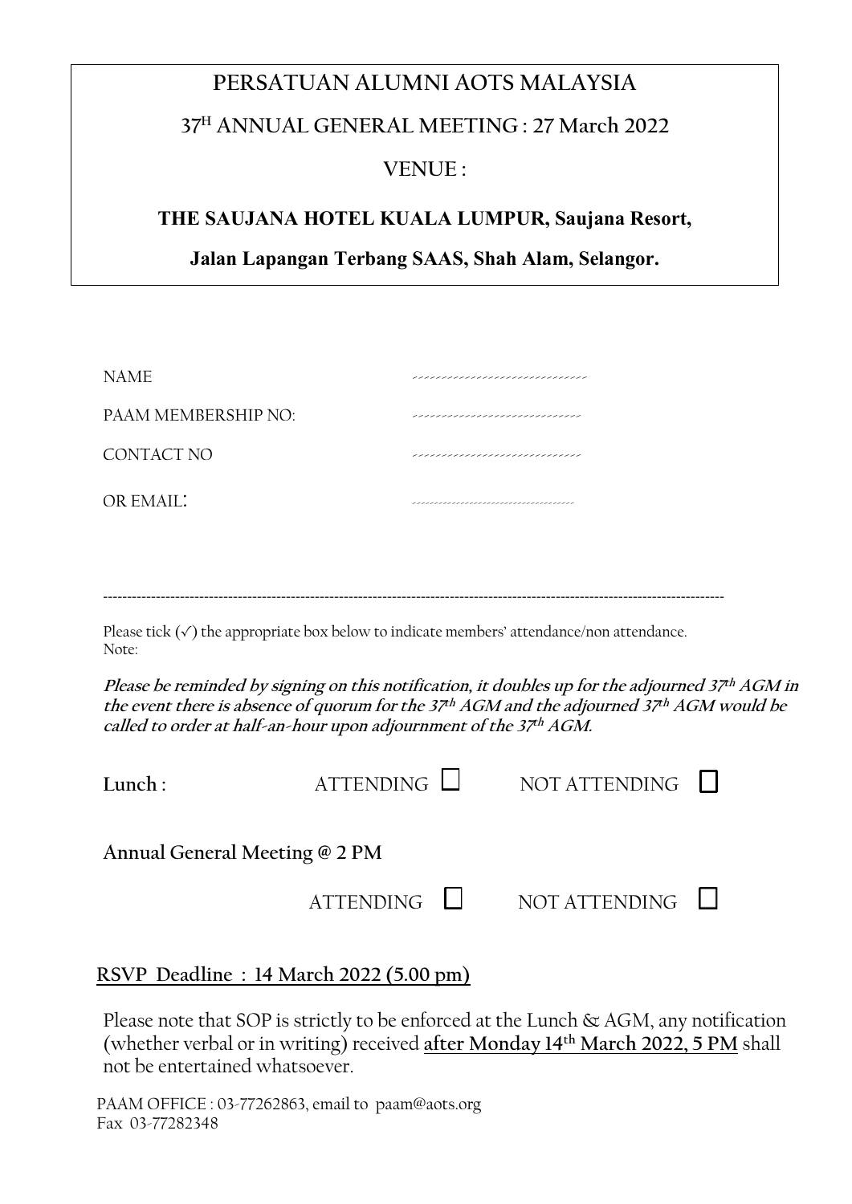# PERSATUAN ALUMNI AOTS MALAYSIA

## 37H ANNUAL GENERAL MEETING : 27 March 2022

## VENUE :

**THE SAUJANA HOTEL KUALA LUMPUR, Saujana Resort,**

**Jalan Lapangan Terbang SAAS, Shah Alam, Selangor.**

NAME ------------------------------

PAAM MEMBERSHIP NO: ------------------------------

CONTACT NO ------------------------------

OR EMAIL: ------------------------------

---

Please tick (✓) the appropriate box below to indicate members' attendance/non attendance.
Note:

***Please be reminded by signing on this notification, it doubles up for the adjourned 37th AGM in the event there is absence of quorum for the 37th AGM and the adjourned 37th AGM would be called to order at half-an-hour upon adjournment of the 37th AGM.***

**Lunch :** ATTENDING ☐ NOT ATTENDING ☐

**Annual General Meeting @ 2 PM**

ATTENDING ☐ NOT ATTENDING ☐

**RSVP Deadline : 14 March 2022 (5.00 pm)**

Please note that SOP is strictly to be enforced at the Lunch & AGM, any notification (whether verbal or in writing) received **after Monday 14th March 2022, 5 PM** shall not be entertained whatsoever.

PAAM OFFICE : 03-77262863, email to paam@aots.org
Fax 03-77282348